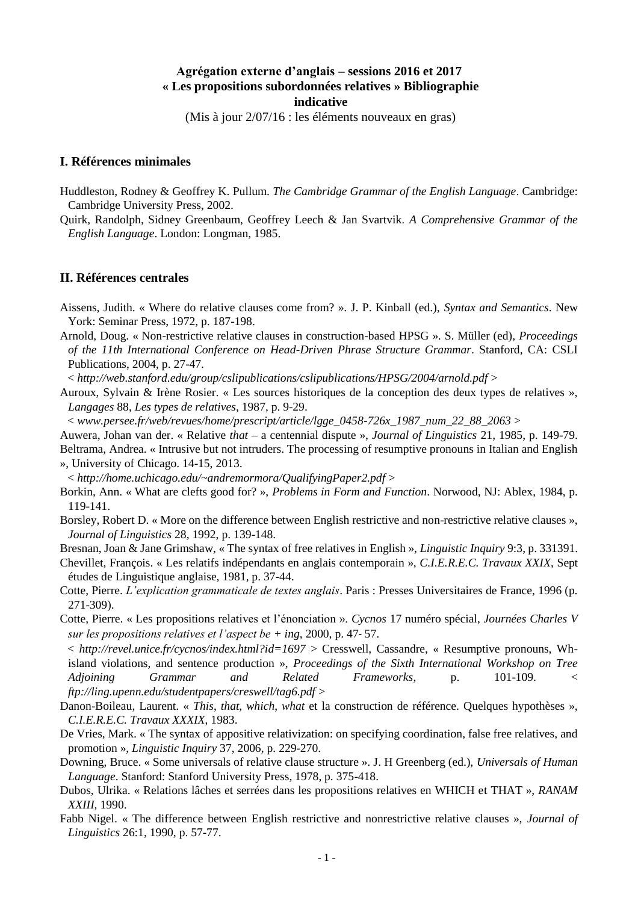**Agrégation externe d'anglais – sessions 2016 et 2017**
**« Les propositions subordonnées relatives » Bibliographie indicative**

(Mis à jour 2/07/16 : les éléments nouveaux en gras)

## I. Références minimales

Huddleston, Rodney & Geoffrey K. Pullum. *The Cambridge Grammar of the English Language*. Cambridge: Cambridge University Press, 2002.

Quirk, Randolph, Sidney Greenbaum, Geoffrey Leech & Jan Svartvik. *A Comprehensive Grammar of the English Language*. London: Longman, 1985.

## II. Références centrales

Aissens, Judith. « Where do relative clauses come from? ». J. P. Kinball (ed.), *Syntax and Semantics*. New York: Seminar Press, 1972, p. 187-198.

Arnold, Doug. « Non-restrictive relative clauses in construction-based HPSG ». S. Müller (ed), *Proceedings of the 11th International Conference on Head-Driven Phrase Structure Grammar*. Stanford, CA: CSLI Publications, 2004, p. 27-47.
< *http://web.stanford.edu/group/cslipublications/cslipublications/HPSG/2004/arnold.pdf* >

Auroux, Sylvain & Irène Rosier. « Les sources historiques de la conception des deux types de relatives », *Langages* 88, *Les types de relatives*, 1987, p. 9-29.
< *www.persee.fr/web/revues/home/prescript/article/lgge_0458-726x_1987_num_22_88_2063* >

Auwera, Johan van der. « Relative *that* – a centennial dispute », *Journal of Linguistics* 21, 1985, p. 149-79.

Beltrama, Andrea. « Intrusive but not intruders. The processing of resumptive pronouns in Italian and English », University of Chicago. 14-15, 2013.
< *http://home.uchicago.edu/~andremormora/QualifyingPaper2.pdf* >

Borkin, Ann. « What are clefts good for? », *Problems in Form and Function*. Norwood, NJ: Ablex, 1984, p. 119-141.

Borsley, Robert D. « More on the difference between English restrictive and non-restrictive relative clauses », *Journal of Linguistics* 28, 1992, p. 139-148.

Bresnan, Joan & Jane Grimshaw, « The syntax of free relatives in English », *Linguistic Inquiry* 9:3, p. 331391.

Chevillet, François. « Les relatifs indépendants en anglais contemporain », *C.I.E.R.E.C. Travaux XXIX*, Sept études de Linguistique anglaise, 1981, p. 37-44.

Cotte, Pierre. *L'explication grammaticale de textes anglais*. Paris : Presses Universitaires de France, 1996 (p. 271-309).

Cotte, Pierre. « Les propositions relatives et l'énonciation ». *Cycnos* 17 numéro spécial, *Journées Charles V sur les propositions relatives et l'aspect be + ing*, 2000, p. 47- 57.
< *http://revel.unice.fr/cycnos/index.html?id=1697* > Cresswell, Cassandre, « Resumptive pronouns, Wh-island violations, and sentence production », *Proceedings of the Sixth International Workshop on Tree Adjoining Grammar and Related Frameworks*, p. 101-109. < *ftp://ling.upenn.edu/studentpapers/creswell/tag6.pdf* >

Danon-Boileau, Laurent. « *This*, *that*, *which*, *what* et la construction de référence. Quelques hypothèses », *C.I.E.R.E.C. Travaux XXXIX*, 1983.

De Vries, Mark. « The syntax of appositive relativization: on specifying coordination, false free relatives, and promotion », *Linguistic Inquiry* 37, 2006, p. 229-270.

Downing, Bruce. « Some universals of relative clause structure ». J. H Greenberg (ed.), *Universals of Human Language*. Stanford: Stanford University Press, 1978, p. 375-418.

Dubos, Ulrika. « Relations lâches et serrées dans les propositions relatives en WHICH et THAT », *RANAM XXIII*, 1990.

Fabb Nigel. « The difference between English restrictive and nonrestrictive relative clauses », *Journal of Linguistics* 26:1, 1990, p. 57-77.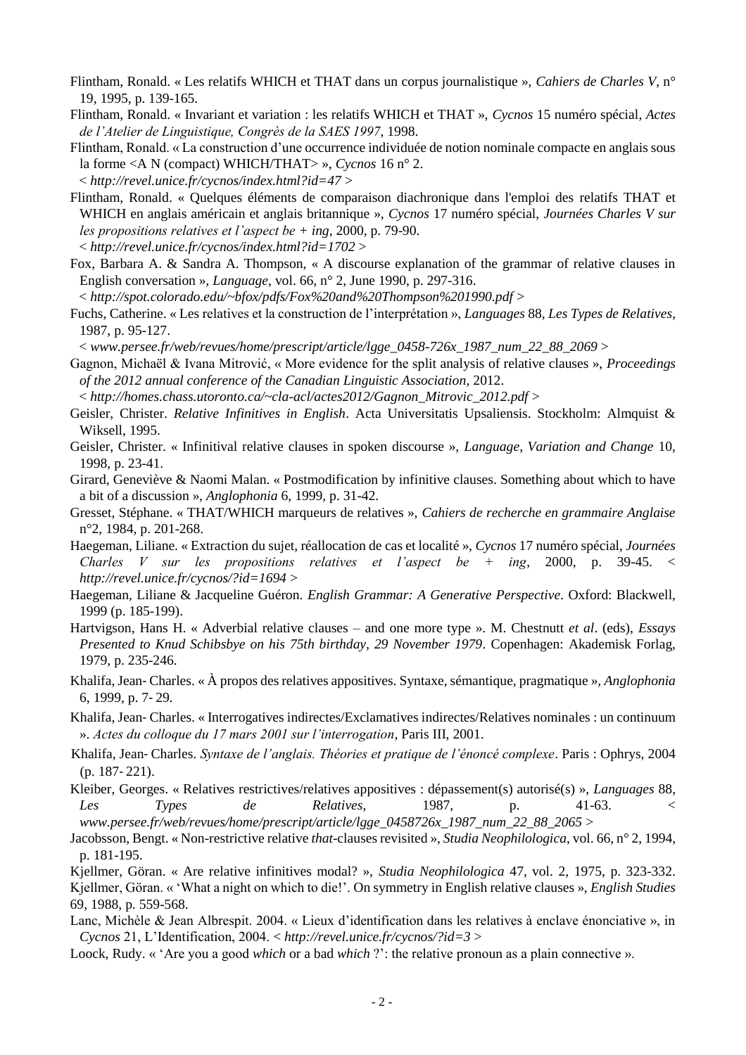Flintham, Ronald. « Les relatifs WHICH et THAT dans un corpus journalistique », *Cahiers de Charles V*, n° 19, 1995, p. 139-165.

Flintham, Ronald. « Invariant et variation : les relatifs WHICH et THAT », *Cycnos* 15 numéro spécial, *Actes de l'Atelier de Linguistique, Congrès de la SAES 1997*, 1998.

Flintham, Ronald. « La construction d'une occurrence individuée de notion nominale compacte en anglais sous la forme <A N (compact) WHICH/THAT> », *Cycnos* 16 n° 2.
< *http://revel.unice.fr/cycnos/index.html?id=47* >

Flintham, Ronald. « Quelques éléments de comparaison diachronique dans l'emploi des relatifs THAT et WHICH en anglais américain et anglais britannique », *Cycnos* 17 numéro spécial, *Journées Charles V sur les propositions relatives et l'aspect be + ing*, 2000, p. 79-90.
< *http://revel.unice.fr/cycnos/index.html?id=1702* >

Fox, Barbara A. & Sandra A. Thompson, « A discourse explanation of the grammar of relative clauses in English conversation », *Language*, vol. 66, n° 2, June 1990, p. 297-316.
< *http://spot.colorado.edu/~bfox/pdfs/Fox%20and%20Thompson%201990.pdf* >

Fuchs, Catherine. « Les relatives et la construction de l'interprétation », *Languages* 88, *Les Types de Relatives*, 1987, p. 95-127.
< *www.persee.fr/web/revues/home/prescript/article/lgge_0458-726x_1987_num_22_88_2069* >

Gagnon, Michaël & Ivana Mitrović, « More evidence for the split analysis of relative clauses », *Proceedings of the 2012 annual conference of the Canadian Linguistic Association*, 2012.
< *http://homes.chass.utoronto.ca/~cla-acl/actes2012/Gagnon_Mitrovic_2012.pdf* >

Geisler, Christer. *Relative Infinitives in English*. Acta Universitatis Upsaliensis. Stockholm: Almquist & Wiksell, 1995.

Geisler, Christer. « Infinitival relative clauses in spoken discourse », *Language, Variation and Change* 10, 1998, p. 23-41.

Girard, Geneviève & Naomi Malan. « Postmodification by infinitive clauses. Something about which to have a bit of a discussion », *Anglophonia* 6, 1999, p. 31-42.

Gresset, Stéphane. « THAT/WHICH marqueurs de relatives », *Cahiers de recherche en grammaire Anglaise* n°2, 1984, p. 201-268.

Haegeman, Liliane. « Extraction du sujet, réallocation de cas et localité », *Cycnos* 17 numéro spécial, *Journées Charles V sur les propositions relatives et l'aspect be + ing*, 2000, p. 39-45. < *http://revel.unice.fr/cycnos/?id=1694* >

Haegeman, Liliane & Jacqueline Guéron. *English Grammar: A Generative Perspective*. Oxford: Blackwell, 1999 (p. 185-199).

Hartvigson, Hans H. « Adverbial relative clauses – and one more type ». M. Chestnutt *et al*. (eds), *Essays Presented to Knud Schibsbye on his 75th birthday, 29 November 1979*. Copenhagen: Akademisk Forlag, 1979, p. 235-246.

Khalifa, Jean- Charles. « À propos des relatives appositives. Syntaxe, sémantique, pragmatique », *Anglophonia* 6, 1999, p. 7- 29.

Khalifa, Jean- Charles. « Interrogatives indirectes/Exclamatives indirectes/Relatives nominales : un continuum ». *Actes du colloque du 17 mars 2001 sur l'interrogation*, Paris III, 2001.

Khalifa, Jean- Charles. *Syntaxe de l'anglais. Théories et pratique de l'énoncé complexe*. Paris : Ophrys, 2004 (p. 187- 221).

Kleiber, Georges. « Relatives restrictives/relatives appositives : dépassement(s) autorisé(s) », *Languages* 88, *Les Types de Relatives*, 1987, p. 41-63. < *www.persee.fr/web/revues/home/prescript/article/lgge_0458726x_1987_num_22_88_2065* >

Jacobsson, Bengt. « Non-restrictive relative *that*-clauses revisited », *Studia Neophilologica*, vol. 66, n° 2, 1994, p. 181-195.

Kjellmer, Göran. « Are relative infinitives modal? », *Studia Neophilologica* 47, vol. 2, 1975, p. 323-332.

Kjellmer, Göran. « 'What a night on which to die!'. On symmetry in English relative clauses », *English Studies* 69, 1988, p. 559-568.

Lanc, Michèle & Jean Albrespit. 2004. « Lieux d'identification dans les relatives à enclave énonciative », in *Cycnos* 21, L'Identification, 2004. < *http://revel.unice.fr/cycnos/?id=3* >

Loock, Rudy. « 'Are you a good *which* or a bad *which* ?': the relative pronoun as a plain connective ».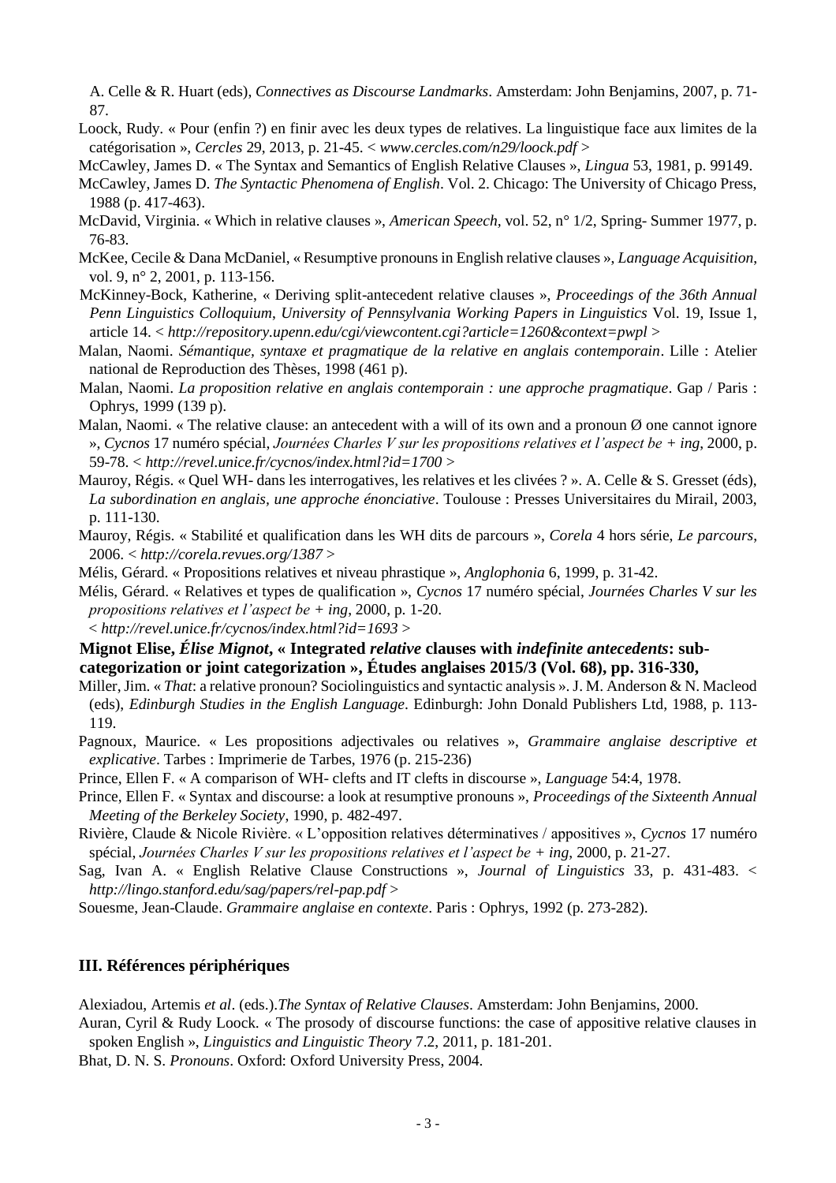A. Celle & R. Huart (eds), *Connectives as Discourse Landmarks*. Amsterdam: John Benjamins, 2007, p. 71-87.

Loock, Rudy. « Pour (enfin ?) en finir avec les deux types de relatives. La linguistique face aux limites de la catégorisation », *Cercles* 29, 2013, p. 21-45. < *www.cercles.com/n29/loock.pdf* >

McCawley, James D. « The Syntax and Semantics of English Relative Clauses », *Lingua* 53, 1981, p. 99149.

McCawley, James D. *The Syntactic Phenomena of English*. Vol. 2. Chicago: The University of Chicago Press, 1988 (p. 417-463).

McDavid, Virginia. « Which in relative clauses », *American Speech*, vol. 52, n° 1/2, Spring- Summer 1977, p. 76-83.

McKee, Cecile & Dana McDaniel, « Resumptive pronouns in English relative clauses », *Language Acquisition*, vol. 9, n° 2, 2001, p. 113-156.

McKinney-Bock, Katherine, « Deriving split-antecedent relative clauses », *Proceedings of the 36th Annual Penn Linguistics Colloquium, University of Pennsylvania Working Papers in Linguistics* Vol. 19, Issue 1, article 14. < *http://repository.upenn.edu/cgi/viewcontent.cgi?article=1260&context=pwpl* >

Malan, Naomi. *Sémantique, syntaxe et pragmatique de la relative en anglais contemporain*. Lille : Atelier national de Reproduction des Thèses, 1998 (461 p).

Malan, Naomi. *La proposition relative en anglais contemporain : une approche pragmatique*. Gap / Paris : Ophrys, 1999 (139 p).

Malan, Naomi. « The relative clause: an antecedent with a will of its own and a pronoun Ø one cannot ignore », *Cycnos* 17 numéro spécial, *Journées Charles V sur les propositions relatives et l'aspect be + ing*, 2000, p. 59-78. < *http://revel.unice.fr/cycnos/index.html?id=1700* >

Mauroy, Régis. « Quel WH- dans les interrogatives, les relatives et les clivées ? ». A. Celle & S. Gresset (éds), *La subordination en anglais, une approche énonciative*. Toulouse : Presses Universitaires du Mirail, 2003, p. 111-130.

Mauroy, Régis. « Stabilité et qualification dans les WH dits de parcours », *Corela* 4 hors série, *Le parcours*, 2006. < *http://corela.revues.org/1387* >

Mélis, Gérard. « Propositions relatives et niveau phrastique », *Anglophonia* 6, 1999, p. 31-42.

Mélis, Gérard. « Relatives et types de qualification », *Cycnos* 17 numéro spécial, *Journées Charles V sur les propositions relatives et l'aspect be + ing*, 2000, p. 1-20. < *http://revel.unice.fr/cycnos/index.html?id=1693* >

**Mignot Elise, *Élise Mignot*, « Integrated *relative* clauses with *indefinite antecedents*: sub-categorization or joint categorization », Études anglaises 2015/3 (Vol. 68), pp. 316-330,**

Miller, Jim. « *That*: a relative pronoun? Sociolinguistics and syntactic analysis ». J. M. Anderson & N. Macleod (eds), *Edinburgh Studies in the English Language*. Edinburgh: John Donald Publishers Ltd, 1988, p. 113-119.

Pagnoux, Maurice. « Les propositions adjectivales ou relatives », *Grammaire anglaise descriptive et explicative*. Tarbes : Imprimerie de Tarbes, 1976 (p. 215-236)

Prince, Ellen F. « A comparison of WH- clefts and IT clefts in discourse », *Language* 54:4, 1978.

Prince, Ellen F. « Syntax and discourse: a look at resumptive pronouns », *Proceedings of the Sixteenth Annual Meeting of the Berkeley Society*, 1990, p. 482-497.

Rivière, Claude & Nicole Rivière. « L'opposition relatives déterminatives / appositives », *Cycnos* 17 numéro spécial, *Journées Charles V sur les propositions relatives et l'aspect be + ing*, 2000, p. 21-27.

Sag, Ivan A. « English Relative Clause Constructions », *Journal of Linguistics* 33, p. 431-483. < *http://lingo.stanford.edu/sag/papers/rel-pap.pdf* >

Souesme, Jean-Claude. *Grammaire anglaise en contexte*. Paris : Ophrys, 1992 (p. 273-282).

## III. Références périphériques

Alexiadou, Artemis *et al*. (eds.).*The Syntax of Relative Clauses*. Amsterdam: John Benjamins, 2000.

Auran, Cyril & Rudy Loock. « The prosody of discourse functions: the case of appositive relative clauses in spoken English », *Linguistics and Linguistic Theory* 7.2, 2011, p. 181-201.

Bhat, D. N. S. *Pronouns*. Oxford: Oxford University Press, 2004.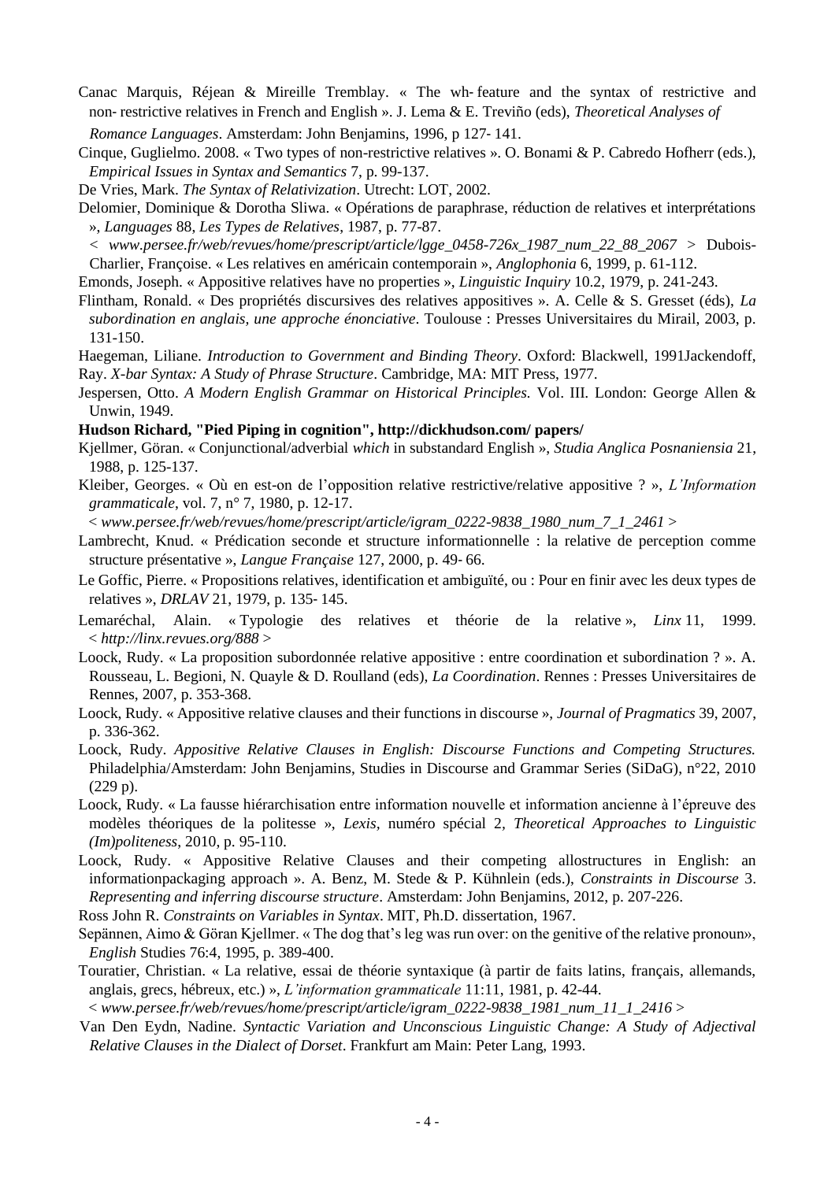Canac Marquis, Réjean & Mireille Tremblay. « The wh-feature and the syntax of restrictive and non-restrictive relatives in French and English ». J. Lema & E. Treviño (eds), *Theoretical Analyses of Romance Languages*. Amsterdam: John Benjamins, 1996, p 127-141.

Cinque, Guglielmo. 2008. « Two types of non-restrictive relatives ». O. Bonami & P. Cabredo Hofherr (eds.), *Empirical Issues in Syntax and Semantics* 7, p. 99-137.

De Vries, Mark. *The Syntax of Relativization*. Utrecht: LOT, 2002.

Delomier, Dominique & Dorotha Sliwa. « Opérations de paraphrase, réduction de relatives et interprétations », *Languages* 88, *Les Types de Relatives*, 1987, p. 77-87.
< *www.persee.fr/web/revues/home/prescript/article/lgge_0458-726x_1987_num_22_88_2067* > Dubois-Charlier, Françoise. « Les relatives en américain contemporain », *Anglophonia* 6, 1999, p. 61-112.

Emonds, Joseph. « Appositive relatives have no properties », *Linguistic Inquiry* 10.2, 1979, p. 241-243.

Flintham, Ronald. « Des propriétés discursives des relatives appositives ». A. Celle & S. Gresset (éds), *La subordination en anglais, une approche énonciative*. Toulouse : Presses Universitaires du Mirail, 2003, p. 131-150.

Haegeman, Liliane. *Introduction to Government and Binding Theory*. Oxford: Blackwell, 1991Jackendoff, Ray. *X-bar Syntax: A Study of Phrase Structure*. Cambridge, MA: MIT Press, 1977.

Jespersen, Otto. *A Modern English Grammar on Historical Principles.* Vol. III. London: George Allen & Unwin, 1949.

**Hudson Richard, "Pied Piping in cognition", http://dickhudson.com/ papers/**

Kjellmer, Göran. « Conjunctional/adverbial *which* in substandard English », *Studia Anglica Posnaniensia* 21, 1988, p. 125-137.

Kleiber, Georges. « Où en est-on de l'opposition relative restrictive/relative appositive ? », *L'Information grammaticale*, vol. 7, n° 7, 1980, p. 12-17.
< *www.persee.fr/web/revues/home/prescript/article/igram_0222-9838_1980_num_7_1_2461* >

Lambrecht, Knud. « Prédication seconde et structure informationnelle : la relative de perception comme structure présentative », *Langue Française* 127, 2000, p. 49-66.

Le Goffic, Pierre. « Propositions relatives, identification et ambiguïté, ou : Pour en finir avec les deux types de relatives », *DRLAV* 21, 1979, p. 135-145.

Lemaréchal, Alain. « Typologie des relatives et théorie de la relative », *Linx* 11, 1999. < *http://linx.revues.org/888* >

Loock, Rudy. « La proposition subordonnée relative appositive : entre coordination et subordination ? ». A. Rousseau, L. Begioni, N. Quayle & D. Roulland (eds), *La Coordination*. Rennes : Presses Universitaires de Rennes, 2007, p. 353-368.

Loock, Rudy. « Appositive relative clauses and their functions in discourse », *Journal of Pragmatics* 39, 2007, p. 336-362.

Loock, Rudy. *Appositive Relative Clauses in English: Discourse Functions and Competing Structures.* Philadelphia/Amsterdam: John Benjamins, Studies in Discourse and Grammar Series (SiDaG), n°22, 2010 (229 p).

Loock, Rudy. « La fausse hiérarchisation entre information nouvelle et information ancienne à l'épreuve des modèles théoriques de la politesse », *Lexis,* numéro spécial 2, *Theoretical Approaches to Linguistic (Im)politeness*, 2010, p. 95-110.

Loock, Rudy. « Appositive Relative Clauses and their competing allostructures in English: an informationpackaging approach ». A. Benz, M. Stede & P. Kühnlein (eds.), *Constraints in Discourse* 3. *Representing and inferring discourse structure*. Amsterdam: John Benjamins, 2012, p. 207-226.

Ross John R. *Constraints on Variables in Syntax*. MIT, Ph.D. dissertation, 1967.

Sepännen, Aimo & Göran Kjellmer. « The dog that's leg was run over: on the genitive of the relative pronoun», *English* Studies 76:4, 1995, p. 389-400.

Touratier, Christian. « La relative, essai de théorie syntaxique (à partir de faits latins, français, allemands, anglais, grecs, hébreux, etc.) », *L'information grammaticale* 11:11, 1981, p. 42-44.
< *www.persee.fr/web/revues/home/prescript/article/igram_0222-9838_1981_num_11_1_2416* >

Van Den Eydn, Nadine. *Syntactic Variation and Unconscious Linguistic Change: A Study of Adjectival Relative Clauses in the Dialect of Dorset*. Frankfurt am Main: Peter Lang, 1993.